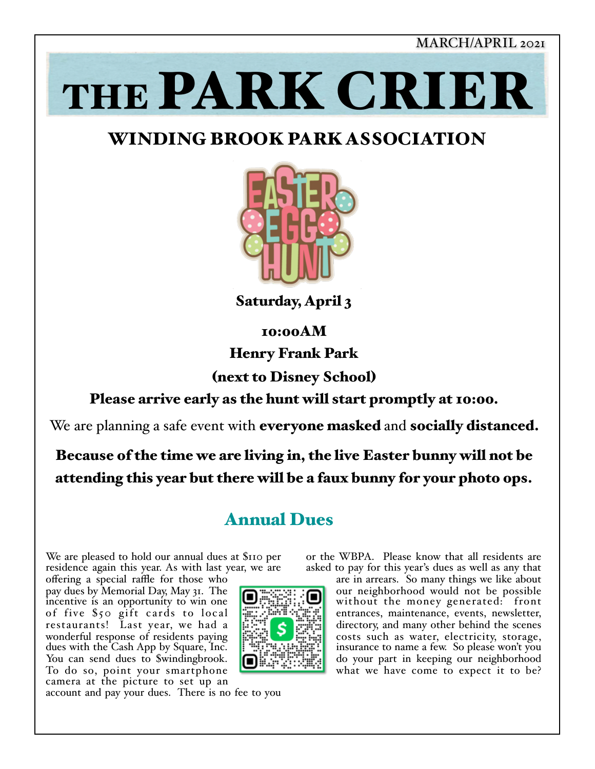MARCH/APRIL 2021

# THE PARK CRIER

## WINDING BROOK PARK ASSOCIATION

EASTER EGG HUNT

**Saturday, April 3**

**10:00AM**

**Henry Frank Park**

**(next to Disney School)**

**Please arrive early as the hunt will start promptly at 10:00.**

We are planning a safe event with **everyone masked** and **socially distanced.**

**Because of the time we are living in, the live Easter bunny will not be attending this year but there will be a faux bunny for your photo ops.**

## Annual Dues

We are pleased to hold our annual dues at $110 per residence again this year. As with last year, we are offering a special raffle for those who pay dues by Memorial Day, May 31. The incentive is an opportunity to win one of five $50 gift cards to local restaurants! Last year, we had a wonderful response of residents paying dues with the Cash App by Square, Inc. You can send dues to $windingbrook. To do so, point your smartphone camera at the picture to set up an account and pay your dues. There is no fee to you or the WBPA. Please know that all residents are asked to pay for this year's dues as well as any that are in arrears. So many things we like about our neighborhood would not be possible without the money generated: front entrances, maintenance, events, newsletter, directory, and many other behind the scenes costs such as water, electricity, storage, insurance to name a few. So please won't you do your part in keeping our neighborhood what we have come to expect it to be?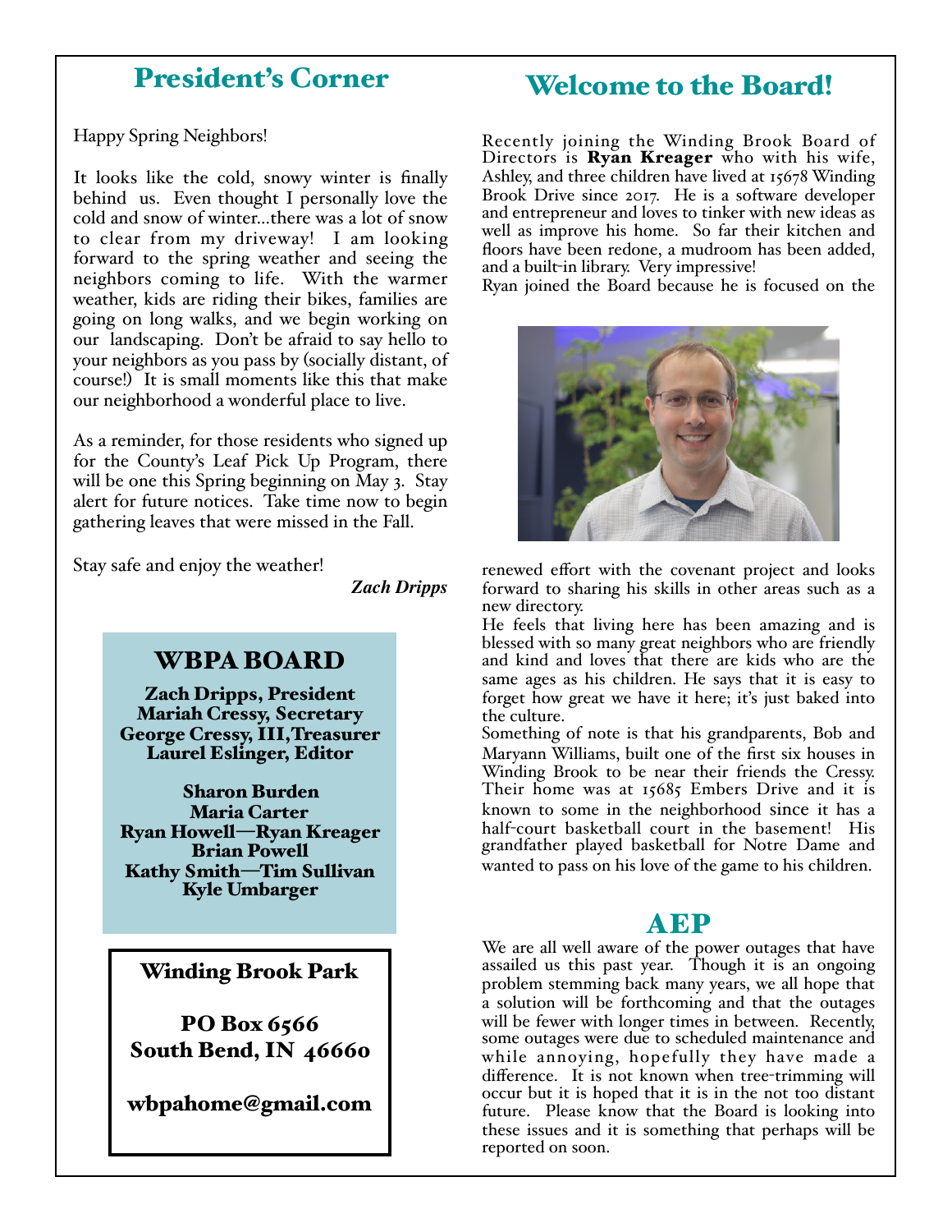## President's Corner

Happy Spring Neighbors!

It looks like the cold, snowy winter is finally behind us. Even thought I personally love the cold and snow of winter…there was a lot of snow to clear from my driveway! I am looking forward to the spring weather and seeing the neighbors coming to life. With the warmer weather, kids are riding their bikes, families are going on long walks, and we begin working on our landscaping. Don't be afraid to say hello to your neighbors as you pass by (socially distant, of course!) It is small moments like this that make our neighborhood a wonderful place to live.

As a reminder, for those residents who signed up for the County's Leaf Pick Up Program, there will be one this Spring beginning on May 3. Stay alert for future notices. Take time now to begin gathering leaves that were missed in the Fall.

Stay safe and enjoy the weather!

***Zach Dripps***

### WBPA BOARD

**Zach Dripps, President**
**Mariah Cressy, Secretary**
**George Cressy, III, Treasurer**
**Laurel Eslinger, Editor**

**Sharon Burden**
**Maria Carter**
**Ryan Howell—Ryan Kreager**
**Brian Powell**
**Kathy Smith—Tim Sullivan**
**Kyle Umbarger**

**Winding Brook Park**

**PO Box 6566**
**South Bend, IN 46660**

**wbpahome@gmail.com**

## Welcome to the Board!

Recently joining the Winding Brook Board of Directors is **Ryan Kreager** who with his wife, Ashley, and three children have lived at 15678 Winding Brook Drive since 2017. He is a software developer and entrepreneur and loves to tinker with new ideas as well as improve his home. So far their kitchen and floors have been redone, a mudroom has been added, and a built-in library. Very impressive!

Ryan joined the Board because he is focused on the renewed effort with the covenant project and looks forward to sharing his skills in other areas such as a new directory.

He feels that living here has been amazing and is blessed with so many great neighbors who are friendly and kind and loves that there are kids who are the same ages as his children. He says that it is easy to forget how great we have it here; it's just baked into the culture.

Something of note is that his grandparents, Bob and Maryann Williams, built one of the first six houses in Winding Brook to be near their friends the Cressy. Their home was at 15685 Embers Drive and it is known to some in the neighborhood since it has a half-court basketball court in the basement! His grandfather played basketball for Notre Dame and wanted to pass on his love of the game to his children.

## AEP

We are all well aware of the power outages that have assailed us this past year. Though it is an ongoing problem stemming back many years, we all hope that a solution will be forthcoming and that the outages will be fewer with longer times in between. Recently, some outages were due to scheduled maintenance and while annoying, hopefully they have made a difference. It is not known when tree-trimming will occur but it is hoped that it is in the not too distant future. Please know that the Board is looking into these issues and it is something that perhaps will be reported on soon.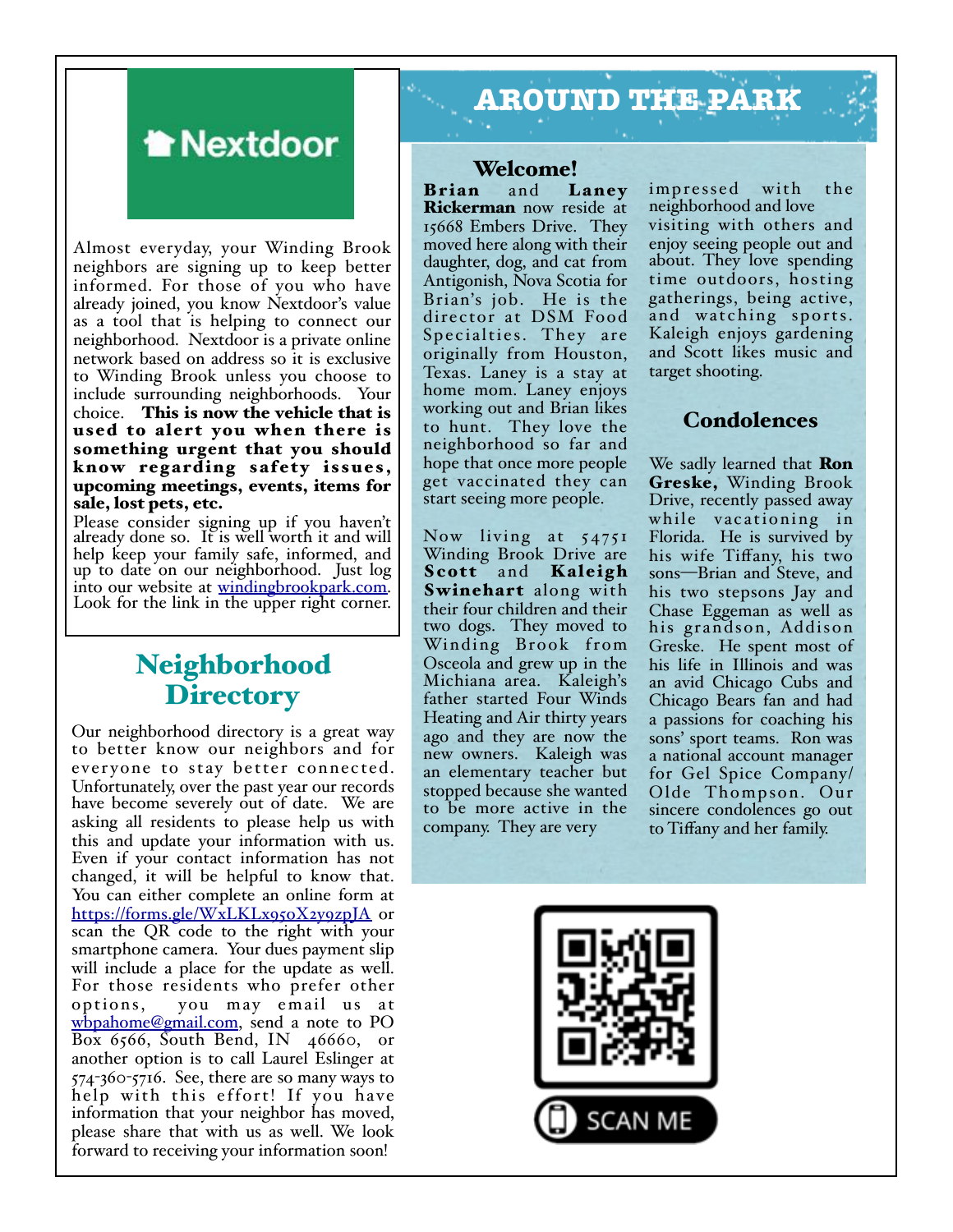# Nextdoor

Almost everyday, your Winding Brook neighbors are signing up to keep better informed. For those of you who have already joined, you know Nextdoor's value as a tool that is helping to connect our neighborhood. Nextdoor is a private online network based on address so it is exclusive to Winding Brook unless you choose to include surrounding neighborhoods. Your choice. **This is now the vehicle that is used to alert you when there is something urgent that you should know regarding safety issues, upcoming meetings, events, items for sale, lost pets, etc.**

Please consider signing up if you haven't already done so. It is well worth it and will help keep your family safe, informed, and up to date on our neighborhood. Just log into our website at windingbrookpark.com. Look for the link in the upper right corner.

## Neighborhood Directory

Our neighborhood directory is a great way to better know our neighbors and for everyone to stay better connected. Unfortunately, over the past year our records have become severely out of date. We are asking all residents to please help us with this and update your information with us. Even if your contact information has not changed, it will be helpful to know that. You can either complete an online form at https://forms.gle/WxLKLx95oX2y9zpJA or scan the QR code to the right with your smartphone camera. Your dues payment slip will include a place for the update as well. For those residents who prefer other options, you may email us at wbpahome@gmail.com, send a note to PO Box 6566, South Bend, IN 46660, or another option is to call Laurel Eslinger at 574-360-5716. See, there are so many ways to help with this effort! If you have information that your neighbor has moved, please share that with us as well. We look forward to receiving your information soon!

SCAN ME

# AROUND THE PARK

## Welcome!

**Brian** and **Laney Rickerman** now reside at 15668 Embers Drive. They moved here along with their daughter, dog, and cat from Antigonish, Nova Scotia for Brian's job. He is the director at DSM Food Specialties. They are originally from Houston, Texas. Laney is a stay at home mom. Laney enjoys working out and Brian likes to hunt. They love the neighborhood so far and hope that once more people get vaccinated they can start seeing more people.

Now living at 54751 Winding Brook Drive are **Scott** and **Kaleigh Swinehart** along with their four children and their two dogs. They moved to Winding Brook from Osceola and grew up in the Michiana area. Kaleigh's father started Four Winds Heating and Air thirty years ago and they are now the new owners. Kaleigh was an elementary teacher but stopped because she wanted to be more active in the company. They are very impressed with the neighborhood and love visiting with others and enjoy seeing people out and about. They love spending time outdoors, hosting gatherings, being active, and watching sports. Kaleigh enjoys gardening and Scott likes music and target shooting.

## Condolences

We sadly learned that **Ron Greske,** Winding Brook Drive, recently passed away while vacationing in Florida. He is survived by his wife Tiffany, his two sons—Brian and Steve, and his two stepsons Jay and Chase Eggeman as well as his grandson, Addison Greske. He spent most of his life in Illinois and was an avid Chicago Cubs and Chicago Bears fan and had a passions for coaching his sons' sport teams. Ron was a national account manager for Gel Spice Company/ Olde Thompson. Our sincere condolences go out to Tiffany and her family.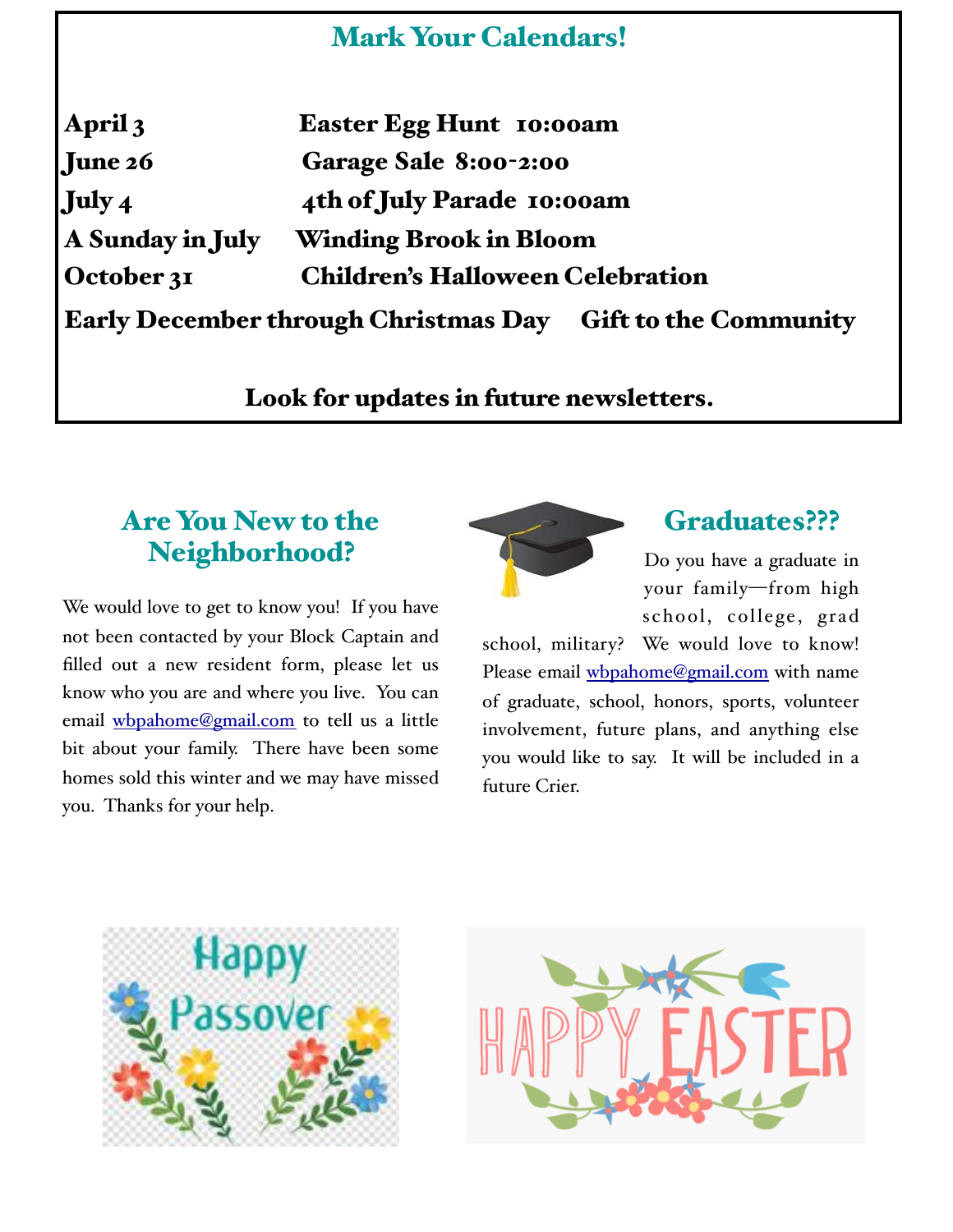## Mark Your Calendars!

| | |
|---|---|
| **April 3** | **Easter Egg Hunt 10:00am** |
| **June 26** | **Garage Sale 8:00-2:00** |
| **July 4** | **4th of July Parade 10:00am** |
| **A Sunday in July** | **Winding Brook in Bloom** |
| **October 31** | **Children's Halloween Celebration** |
| **Early December through Christmas Day** | **Gift to the Community** |

**Look for updates in future newsletters.**

## Are You New to the Neighborhood?

We would love to get to know you! If you have not been contacted by your Block Captain and filled out a new resident form, please let us know who you are and where you live. You can email wbpahome@gmail.com to tell us a little bit about your family. There have been some homes sold this winter and we may have missed you. Thanks for your help.

## Graduates???

Do you have a graduate in your family—from high school, college, grad school, military? We would love to know! Please email wbpahome@gmail.com with name of graduate, school, honors, sports, volunteer involvement, future plans, and anything else you would like to say. It will be included in a future Crier.

Happy Passover

HAPPY EASTER